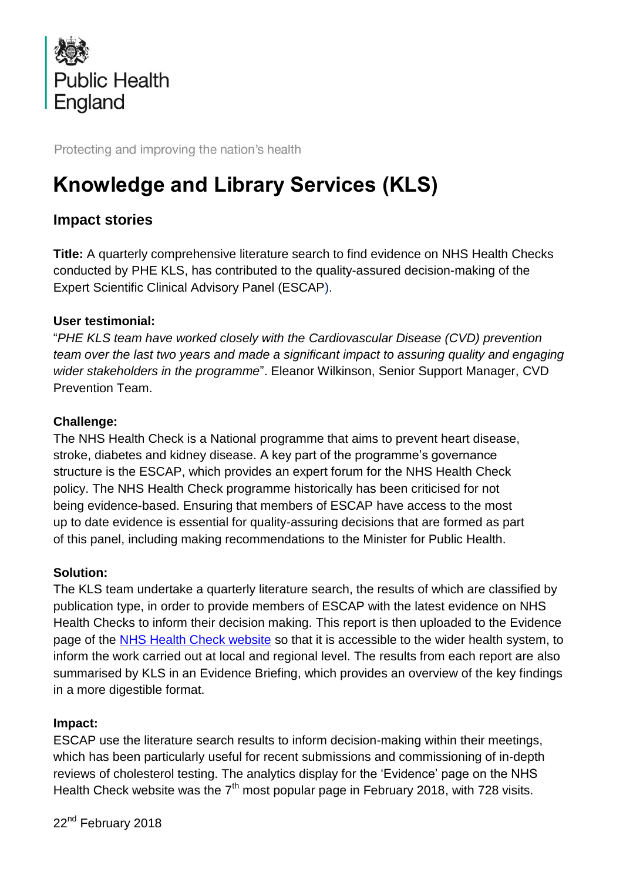Public Health England

Protecting and improving the nation's health

# Knowledge and Library Services (KLS)

## Impact stories

**Title:** A quarterly comprehensive literature search to find evidence on NHS Health Checks conducted by PHE KLS, has contributed to the quality-assured decision-making of the Expert Scientific Clinical Advisory Panel (ESCAP).

**User testimonial:**
"*PHE KLS team have worked closely with the Cardiovascular Disease (CVD) prevention team over the last two years and made a significant impact to assuring quality and engaging wider stakeholders in the programme*". Eleanor Wilkinson, Senior Support Manager, CVD Prevention Team.

**Challenge:**
The NHS Health Check is a National programme that aims to prevent heart disease, stroke, diabetes and kidney disease. A key part of the programme's governance structure is the ESCAP, which provides an expert forum for the NHS Health Check policy. The NHS Health Check programme historically has been criticised for not being evidence-based. Ensuring that members of ESCAP have access to the most up to date evidence is essential for quality-assuring decisions that are formed as part of this panel, including making recommendations to the Minister for Public Health.

**Solution:**
The KLS team undertake a quarterly literature search, the results of which are classified by publication type, in order to provide members of ESCAP with the latest evidence on NHS Health Checks to inform their decision making. This report is then uploaded to the Evidence page of the NHS Health Check website so that it is accessible to the wider health system, to inform the work carried out at local and regional level. The results from each report are also summarised by KLS in an Evidence Briefing, which provides an overview of the key findings in a more digestible format.

**Impact:**
ESCAP use the literature search results to inform decision-making within their meetings, which has been particularly useful for recent submissions and commissioning of in-depth reviews of cholesterol testing. The analytics display for the 'Evidence' page on the NHS Health Check website was the 7th most popular page in February 2018, with 728 visits.

22nd February 2018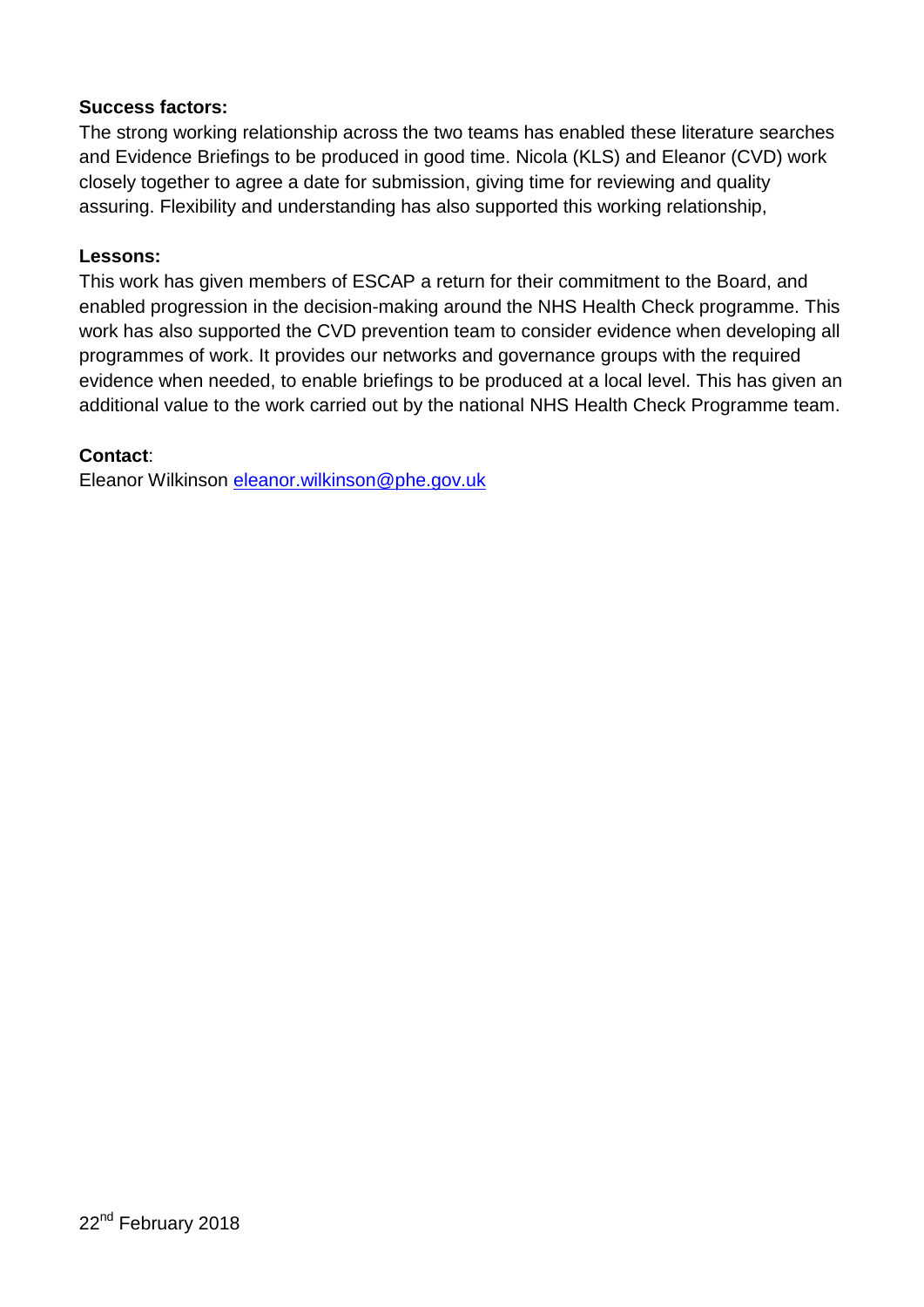**Success factors:**
The strong working relationship across the two teams has enabled these literature searches and Evidence Briefings to be produced in good time. Nicola (KLS) and Eleanor (CVD) work closely together to agree a date for submission, giving time for reviewing and quality assuring. Flexibility and understanding has also supported this working relationship,

**Lessons:**
This work has given members of ESCAP a return for their commitment to the Board, and enabled progression in the decision-making around the NHS Health Check programme. This work has also supported the CVD prevention team to consider evidence when developing all programmes of work. It provides our networks and governance groups with the required evidence when needed, to enable briefings to be produced at a local level. This has given an additional value to the work carried out by the national NHS Health Check Programme team.

**Contact**:
Eleanor Wilkinson eleanor.wilkinson@phe.gov.uk

22nd February 2018